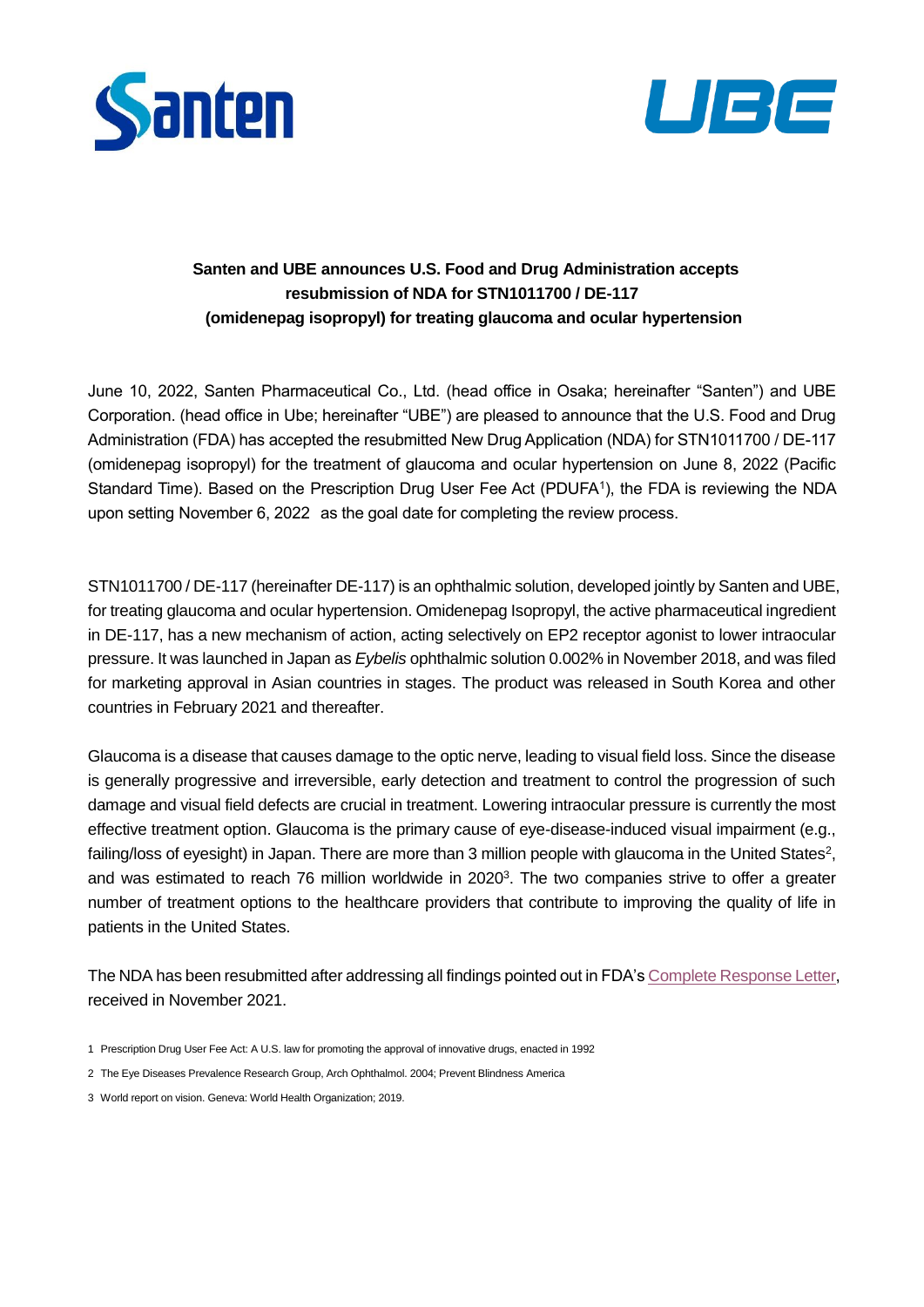# Santen and UBE announces U.S. Food and Drug Administration accepts resubmission of NDA for STN1011700 / DE-117 (omidenepag isopropyl) for treating glaucoma and ocular hypertension

June 10, 2022, Santen Pharmaceutical Co., Ltd. (head office in Osaka; hereinafter "Santen") and UBE Corporation. (head office in Ube; hereinafter "UBE") are pleased to announce that the U.S. Food and Drug Administration (FDA) has accepted the resubmitted New Drug Application (NDA) for STN1011700 / DE-117 (omidenepag isopropyl) for the treatment of glaucoma and ocular hypertension on June 8, 2022 (Pacific Standard Time). Based on the Prescription Drug User Fee Act (PDUFA[1]), the FDA is reviewing the NDA upon setting November 6, 2022 as the goal date for completing the review process.

STN1011700 / DE-117 (hereinafter DE-117) is an ophthalmic solution, developed jointly by Santen and UBE, for treating glaucoma and ocular hypertension. Omidenepag Isopropyl, the active pharmaceutical ingredient in DE-117, has a new mechanism of action, acting selectively on EP2 receptor agonist to lower intraocular pressure. It was launched in Japan as *Eybelis* ophthalmic solution 0.002% in November 2018, and was filed for marketing approval in Asian countries in stages. The product was released in South Korea and other countries in February 2021 and thereafter.

Glaucoma is a disease that causes damage to the optic nerve, leading to visual field loss. Since the disease is generally progressive and irreversible, early detection and treatment to control the progression of such damage and visual field defects are crucial in treatment. Lowering intraocular pressure is currently the most effective treatment option. Glaucoma is the primary cause of eye-disease-induced visual impairment (e.g., failing/loss of eyesight) in Japan. There are more than 3 million people with glaucoma in the United States[2], and was estimated to reach 76 million worldwide in 2020[3]. The two companies strive to offer a greater number of treatment options to the healthcare providers that contribute to improving the quality of life in patients in the United States.

The NDA has been resubmitted after addressing all findings pointed out in FDA's Complete Response Letter, received in November 2021.

1 Prescription Drug User Fee Act: A U.S. law for promoting the approval of innovative drugs, enacted in 1992

2 The Eye Diseases Prevalence Research Group, Arch Ophthalmol. 2004; Prevent Blindness America

3 World report on vision. Geneva: World Health Organization; 2019.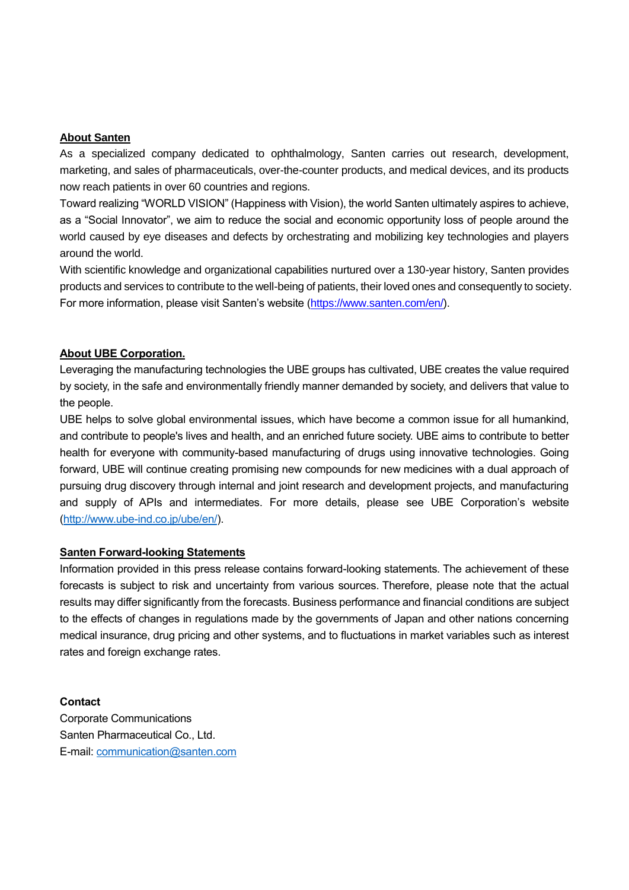**About Santen**

As a specialized company dedicated to ophthalmology, Santen carries out research, development, marketing, and sales of pharmaceuticals, over-the-counter products, and medical devices, and its products now reach patients in over 60 countries and regions.

Toward realizing "WORLD VISION" (Happiness with Vision), the world Santen ultimately aspires to achieve, as a "Social Innovator", we aim to reduce the social and economic opportunity loss of people around the world caused by eye diseases and defects by orchestrating and mobilizing key technologies and players around the world.

With scientific knowledge and organizational capabilities nurtured over a 130-year history, Santen provides products and services to contribute to the well-being of patients, their loved ones and consequently to society. For more information, please visit Santen's website (https://www.santen.com/en/).

**About UBE Corporation.**

Leveraging the manufacturing technologies the UBE groups has cultivated, UBE creates the value required by society, in the safe and environmentally friendly manner demanded by society, and delivers that value to the people.

UBE helps to solve global environmental issues, which have become a common issue for all humankind, and contribute to people's lives and health, and an enriched future society. UBE aims to contribute to better health for everyone with community-based manufacturing of drugs using innovative technologies. Going forward, UBE will continue creating promising new compounds for new medicines with a dual approach of pursuing drug discovery through internal and joint research and development projects, and manufacturing and supply of APIs and intermediates. For more details, please see UBE Corporation's website (http://www.ube-ind.co.jp/ube/en/).

**Santen Forward-looking Statements**

Information provided in this press release contains forward-looking statements. The achievement of these forecasts is subject to risk and uncertainty from various sources. Therefore, please note that the actual results may differ significantly from the forecasts. Business performance and financial conditions are subject to the effects of changes in regulations made by the governments of Japan and other nations concerning medical insurance, drug pricing and other systems, and to fluctuations in market variables such as interest rates and foreign exchange rates.

**Contact**

Corporate Communications
Santen Pharmaceutical Co., Ltd.
E-mail: communication@santen.com